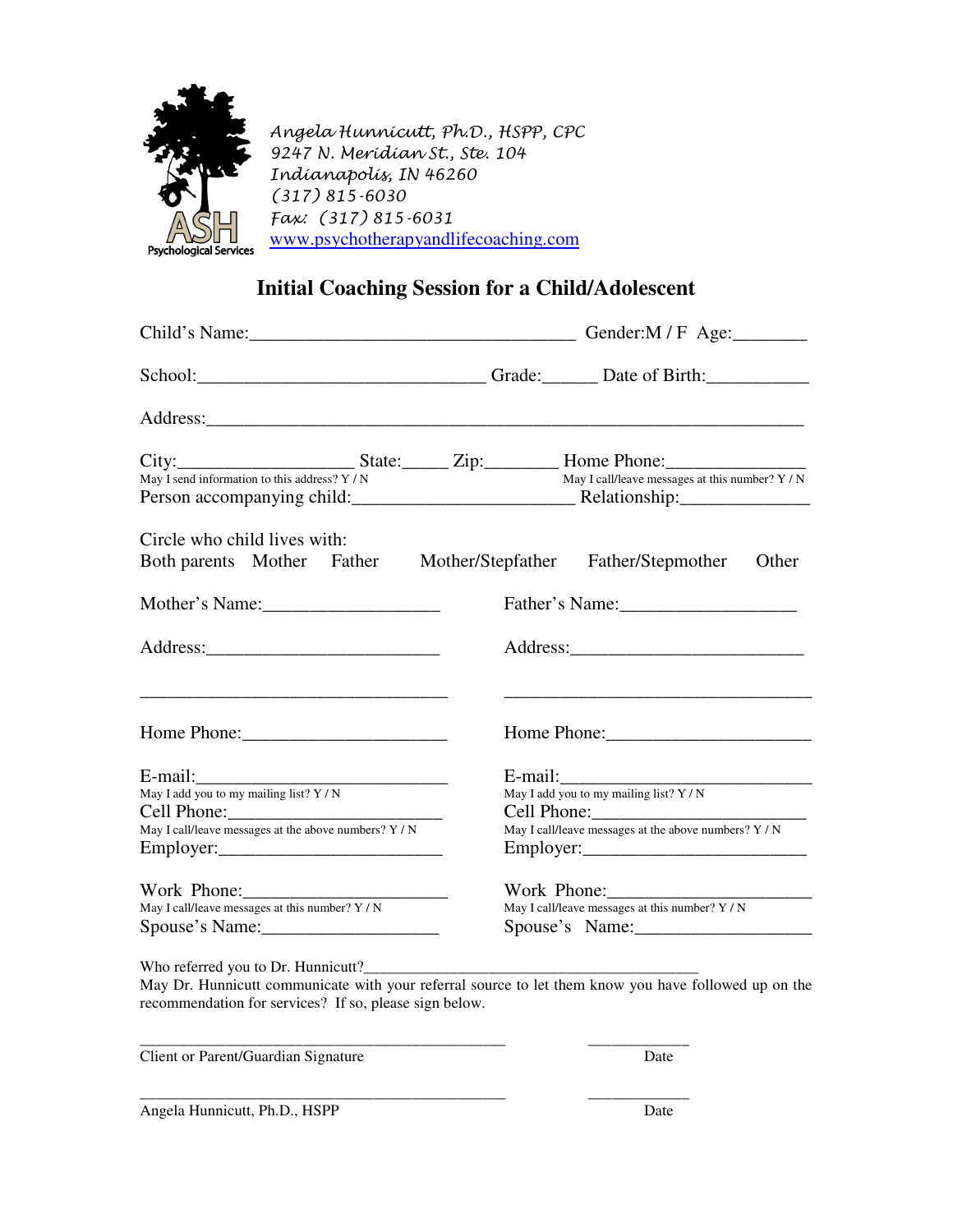ASH Psychological Services

Angela Hunnicutt, Ph.D., HSPP, CPC
9247 N. Meridian St., Ste. 104
Indianapolis, IN 46260
(317) 815-6030
Fax: (317) 815-6031
www.psychotherapyandlifecoaching.com

## Initial Coaching Session for a Child/Adolescent

Child's Name:___________________________________ Gender:M / F Age:________

School:_______________________________ Grade:______ Date of Birth:___________

Address:_________________________________________________________________

City:___________________ State:_____ Zip:________ Home Phone:______________
May I send information to this address? Y / N May I call/leave messages at this number? Y / N

Person accompanying child:________________________ Relationship:_____________

Circle who child lives with:
Both parents Mother Father Mother/Stepfather Father/Stepmother Other

Mother's Name:__________________

Address:_________________________

_________________________________

Home Phone:_____________________

E-mail:__________________________
May I add you to my mailing list? Y / N
Cell Phone:______________________
May I call/leave messages at the above numbers? Y / N
Employer:_______________________

Work Phone:_____________________
May I call/leave messages at this number? Y / N
Spouse's Name:__________________

Father's Name:__________________

Address:_________________________

_________________________________

Home Phone:_____________________

E-mail:__________________________
May I add you to my mailing list? Y / N
Cell Phone:______________________
May I call/leave messages at the above numbers? Y / N
Employer:_______________________

Work Phone:_____________________
May I call/leave messages at this number? Y / N
Spouse's Name:__________________

Who referred you to Dr. Hunnicutt?_________________________________________
May Dr. Hunnicutt communicate with your referral source to let them know you have followed up on the recommendation for services? If so, please sign below.

_____________________________________________ ____________
Client or Parent/Guardian Signature Date

_____________________________________________ ____________
Angela Hunnicutt, Ph.D., HSPP Date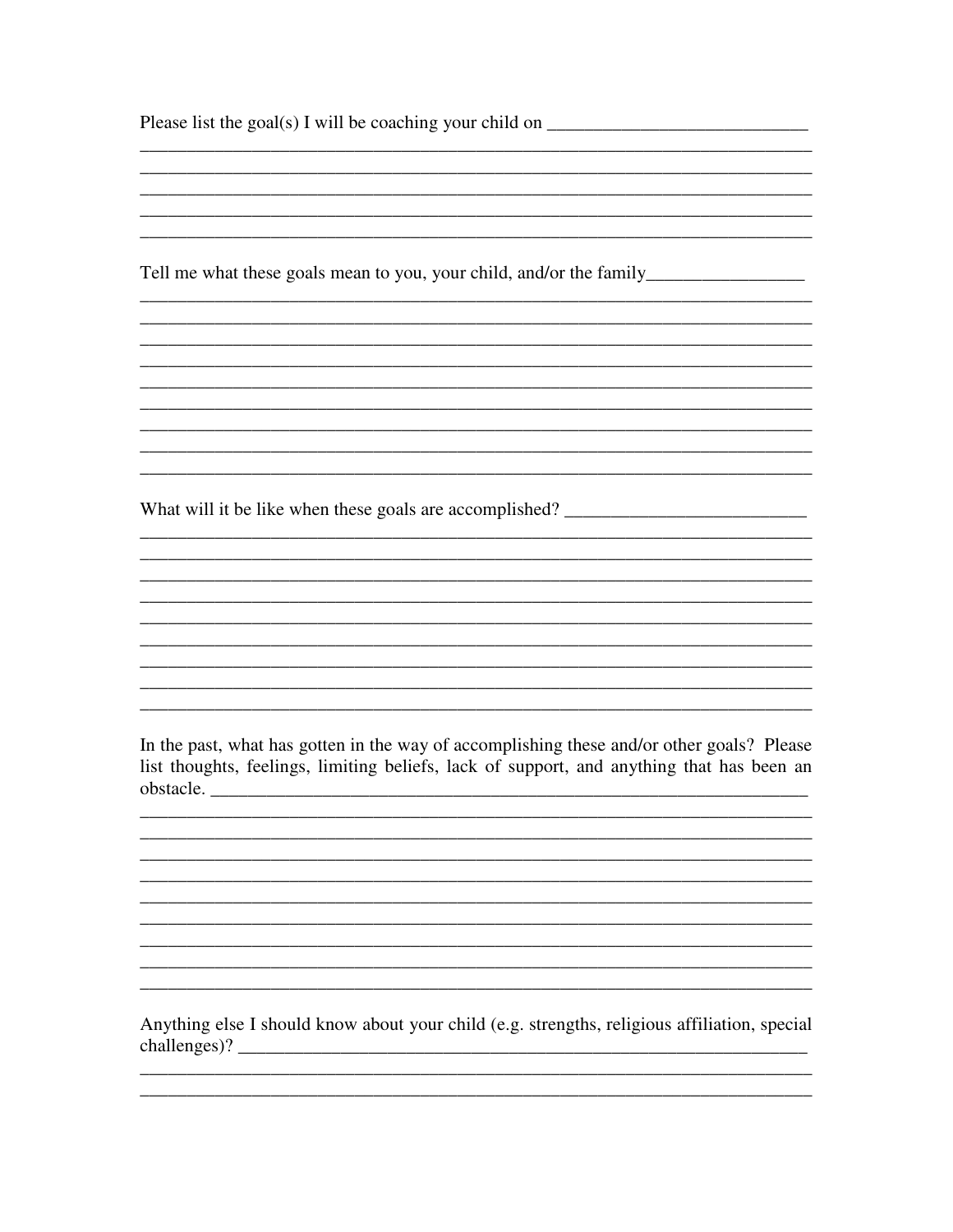Please list the goal(s) I will be coaching your child on ____________________________

________________________________________________________________________

________________________________________________________________________

________________________________________________________________________

________________________________________________________________________

________________________________________________________________________

Tell me what these goals mean to you, your child, and/or the family_________________

________________________________________________________________________

________________________________________________________________________

________________________________________________________________________

________________________________________________________________________

________________________________________________________________________

________________________________________________________________________

________________________________________________________________________

________________________________________________________________________

________________________________________________________________________

What will it be like when these goals are accomplished? __________________________

________________________________________________________________________

________________________________________________________________________

________________________________________________________________________

________________________________________________________________________

________________________________________________________________________

________________________________________________________________________

________________________________________________________________________

________________________________________________________________________

________________________________________________________________________

In the past, what has gotten in the way of accomplishing these and/or other goals? Please list thoughts, feelings, limiting beliefs, lack of support, and anything that has been an obstacle. ______________________________________________________________

________________________________________________________________________

________________________________________________________________________

________________________________________________________________________

________________________________________________________________________

________________________________________________________________________

________________________________________________________________________

________________________________________________________________________

________________________________________________________________________

________________________________________________________________________

Anything else I should know about your child (e.g. strengths, religious affiliation, special challenges)? ______________________________________________________________

________________________________________________________________________

________________________________________________________________________